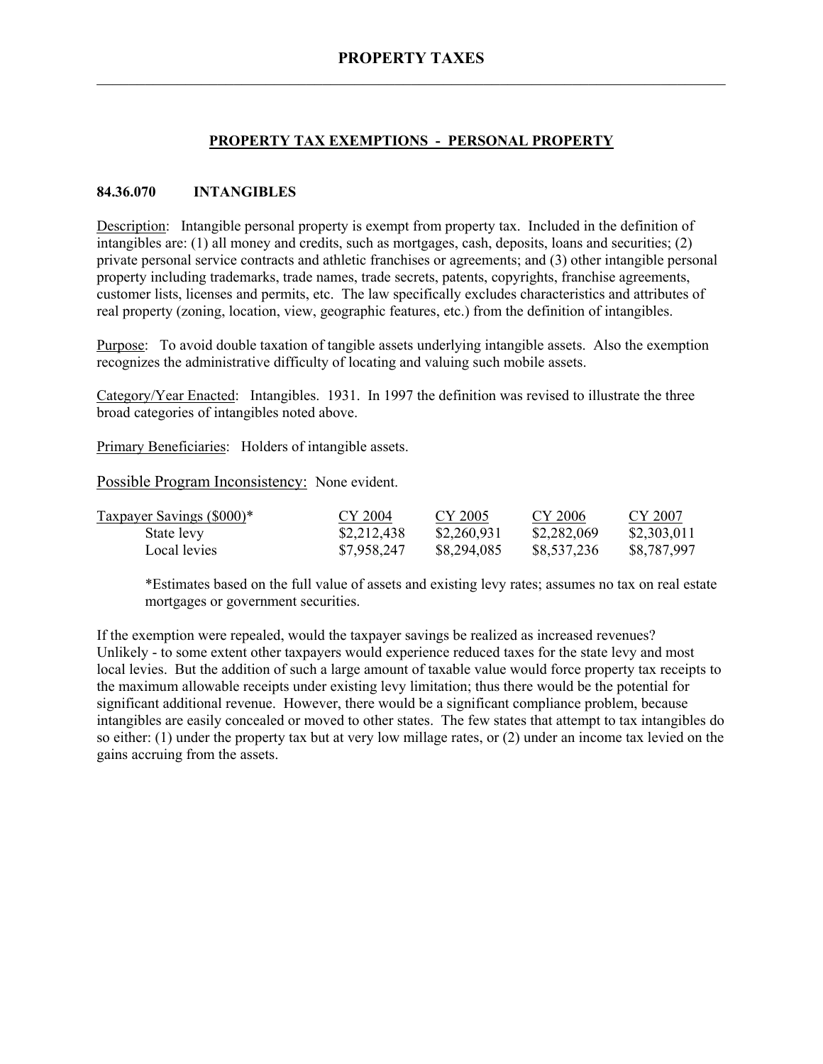# PROPERTY TAXES

## PROPERTY TAX EXEMPTIONS - PERSONAL PROPERTY

### 84.36.070 INTANGIBLES

Description: Intangible personal property is exempt from property tax. Included in the definition of intangibles are: (1) all money and credits, such as mortgages, cash, deposits, loans and securities; (2) private personal service contracts and athletic franchises or agreements; and (3) other intangible personal property including trademarks, trade names, trade secrets, patents, copyrights, franchise agreements, customer lists, licenses and permits, etc. The law specifically excludes characteristics and attributes of real property (zoning, location, view, geographic features, etc.) from the definition of intangibles.

Purpose: To avoid double taxation of tangible assets underlying intangible assets. Also the exemption recognizes the administrative difficulty of locating and valuing such mobile assets.

Category/Year Enacted: Intangibles. 1931. In 1997 the definition was revised to illustrate the three broad categories of intangibles noted above.

Primary Beneficiaries: Holders of intangible assets.

Possible Program Inconsistency: None evident.

| Taxpayer Savings ($000)* | CY 2004 | CY 2005 | CY 2006 | CY 2007 |
|---|---|---|---|---|
| State levy | $2,212,438 | $2,260,931 | $2,282,069 | $2,303,011 |
| Local levies | $7,958,247 | $8,294,085 | $8,537,236 | $8,787,997 |

*Estimates based on the full value of assets and existing levy rates; assumes no tax on real estate mortgages or government securities.

If the exemption were repealed, would the taxpayer savings be realized as increased revenues? Unlikely - to some extent other taxpayers would experience reduced taxes for the state levy and most local levies. But the addition of such a large amount of taxable value would force property tax receipts to the maximum allowable receipts under existing levy limitation; thus there would be the potential for significant additional revenue. However, there would be a significant compliance problem, because intangibles are easily concealed or moved to other states. The few states that attempt to tax intangibles do so either: (1) under the property tax but at very low millage rates, or (2) under an income tax levied on the gains accruing from the assets.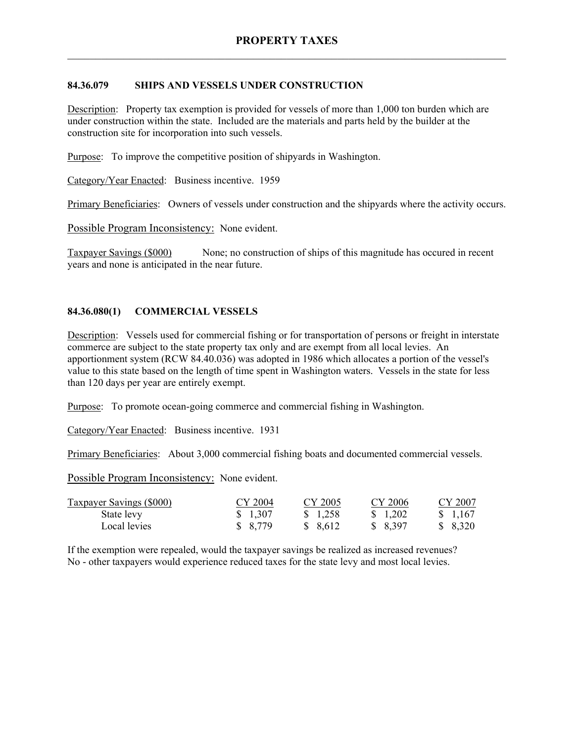## 84.36.079 SHIPS AND VESSELS UNDER CONSTRUCTION

Description: Property tax exemption is provided for vessels of more than 1,000 ton burden which are under construction within the state. Included are the materials and parts held by the builder at the construction site for incorporation into such vessels.

Purpose: To improve the competitive position of shipyards in Washington.

Category/Year Enacted: Business incentive. 1959

Primary Beneficiaries: Owners of vessels under construction and the shipyards where the activity occurs.

Possible Program Inconsistency: None evident.

Taxpayer Savings ($000) None; no construction of ships of this magnitude has occured in recent years and none is anticipated in the near future.

## 84.36.080(1) COMMERCIAL VESSELS

Description: Vessels used for commercial fishing or for transportation of persons or freight in interstate commerce are subject to the state property tax only and are exempt from all local levies. An apportionment system (RCW 84.40.036) was adopted in 1986 which allocates a portion of the vessel's value to this state based on the length of time spent in Washington waters. Vessels in the state for less than 120 days per year are entirely exempt.

Purpose: To promote ocean-going commerce and commercial fishing in Washington.

Category/Year Enacted: Business incentive. 1931

Primary Beneficiaries: About 3,000 commercial fishing boats and documented commercial vessels.

Possible Program Inconsistency: None evident.

| Taxpayer Savings ($000) | CY 2004 | CY 2005 | CY 2006 | CY 2007 |
|---|---|---|---|---|
| State levy | $ 1,307 | $ 1,258 | $ 1,202 | $ 1,167 |
| Local levies | $ 8,779 | $ 8,612 | $ 8,397 | $ 8,320 |

If the exemption were repealed, would the taxpayer savings be realized as increased revenues?
No - other taxpayers would experience reduced taxes for the state levy and most local levies.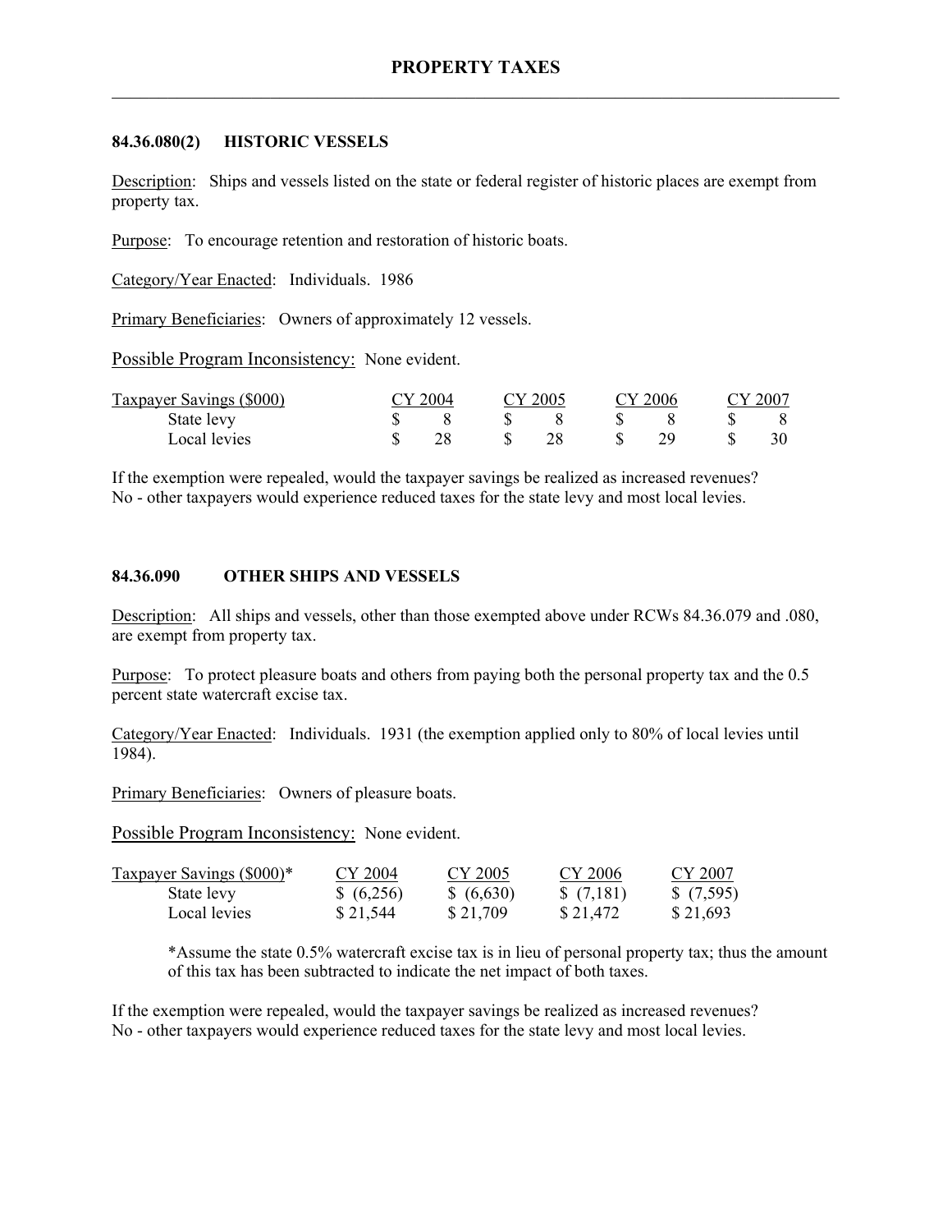## PROPERTY TAXES

### 84.36.080(2) HISTORIC VESSELS

Description: Ships and vessels listed on the state or federal register of historic places are exempt from property tax.

Purpose: To encourage retention and restoration of historic boats.

Category/Year Enacted: Individuals. 1986

Primary Beneficiaries: Owners of approximately 12 vessels.

Possible Program Inconsistency: None evident.

| Taxpayer Savings ($000) | CY 2004 | CY 2005 | CY 2006 | CY 2007 |
|---|---|---|---|---|
| State levy | $ 8 | $ 8 | $ 8 | $ 8 |
| Local levies | $ 28 | $ 28 | $ 29 | $ 30 |

If the exemption were repealed, would the taxpayer savings be realized as increased revenues?
No - other taxpayers would experience reduced taxes for the state levy and most local levies.

### 84.36.090 OTHER SHIPS AND VESSELS

Description: All ships and vessels, other than those exempted above under RCWs 84.36.079 and .080, are exempt from property tax.

Purpose: To protect pleasure boats and others from paying both the personal property tax and the 0.5 percent state watercraft excise tax.

Category/Year Enacted: Individuals. 1931 (the exemption applied only to 80% of local levies until 1984).

Primary Beneficiaries: Owners of pleasure boats.

Possible Program Inconsistency: None evident.

| Taxpayer Savings ($000)* | CY 2004 | CY 2005 | CY 2006 | CY 2007 |
|---|---|---|---|---|
| State levy | $ (6,256) | $ (6,630) | $ (7,181) | $ (7,595) |
| Local levies | $ 21,544 | $ 21,709 | $ 21,472 | $ 21,693 |

*Assume the state 0.5% watercraft excise tax is in lieu of personal property tax; thus the amount of this tax has been subtracted to indicate the net impact of both taxes.

If the exemption were repealed, would the taxpayer savings be realized as increased revenues?
No - other taxpayers would experience reduced taxes for the state levy and most local levies.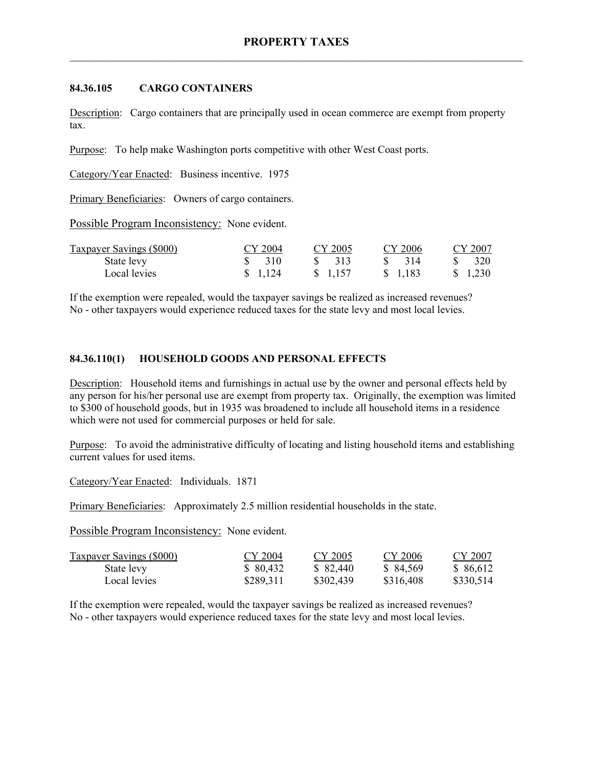# PROPERTY TAXES

## 84.36.105 CARGO CONTAINERS

Description: Cargo containers that are principally used in ocean commerce are exempt from property tax.

Purpose: To help make Washington ports competitive with other West Coast ports.

Category/Year Enacted: Business incentive. 1975

Primary Beneficiaries: Owners of cargo containers.

Possible Program Inconsistency: None evident.

| Taxpayer Savings ($000) | CY 2004 | CY 2005 | CY 2006 | CY 2007 |
|---|---|---|---|---|
| State levy | $ 310 | $ 313 | $ 314 | $ 320 |
| Local levies | $ 1,124 | $ 1,157 | $ 1,183 | $ 1,230 |

If the exemption were repealed, would the taxpayer savings be realized as increased revenues? No - other taxpayers would experience reduced taxes for the state levy and most local levies.

## 84.36.110(1) HOUSEHOLD GOODS AND PERSONAL EFFECTS

Description: Household items and furnishings in actual use by the owner and personal effects held by any person for his/her personal use are exempt from property tax. Originally, the exemption was limited to $300 of household goods, but in 1935 was broadened to include all household items in a residence which were not used for commercial purposes or held for sale.

Purpose: To avoid the administrative difficulty of locating and listing household items and establishing current values for used items.

Category/Year Enacted: Individuals. 1871

Primary Beneficiaries: Approximately 2.5 million residential households in the state.

Possible Program Inconsistency: None evident.

| Taxpayer Savings ($000) | CY 2004 | CY 2005 | CY 2006 | CY 2007 |
|---|---|---|---|---|
| State levy | $ 80,432 | $ 82,440 | $ 84,569 | $ 86,612 |
| Local levies | $289,311 | $302,439 | $316,408 | $330,514 |

If the exemption were repealed, would the taxpayer savings be realized as increased revenues? No - other taxpayers would experience reduced taxes for the state levy and most local levies.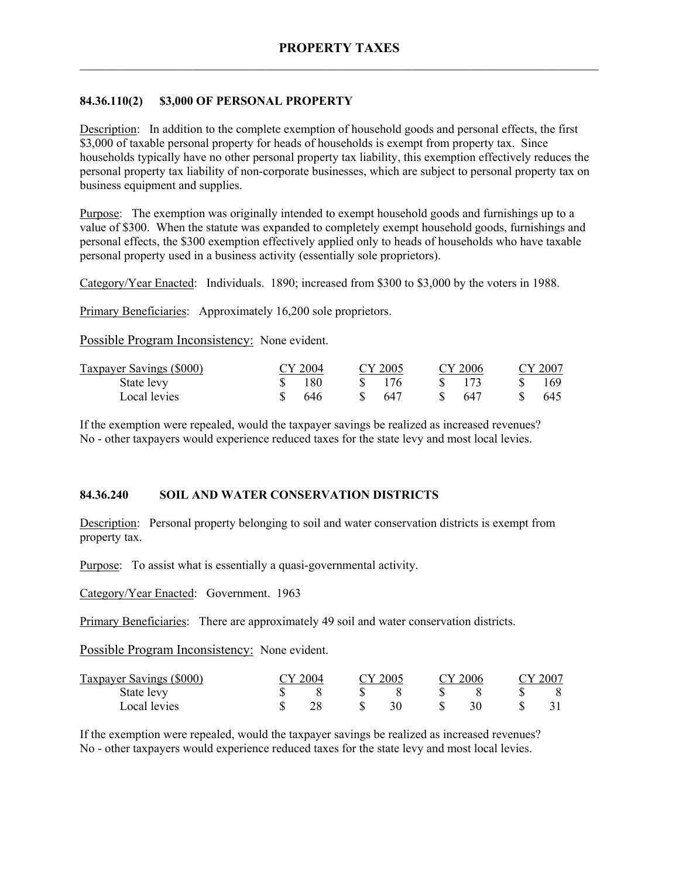## PROPERTY TAXES

### 84.36.110(2) $3,000 OF PERSONAL PROPERTY

Description: In addition to the complete exemption of household goods and personal effects, the first $3,000 of taxable personal property for heads of households is exempt from property tax. Since households typically have no other personal property tax liability, this exemption effectively reduces the personal property tax liability of non-corporate businesses, which are subject to personal property tax on business equipment and supplies.

Purpose: The exemption was originally intended to exempt household goods and furnishings up to a value of $300. When the statute was expanded to completely exempt household goods, furnishings and personal effects, the $300 exemption effectively applied only to heads of households who have taxable personal property used in a business activity (essentially sole proprietors).

Category/Year Enacted: Individuals. 1890; increased from $300 to $3,000 by the voters in 1988.

Primary Beneficiaries: Approximately 16,200 sole proprietors.

Possible Program Inconsistency: None evident.

| Taxpayer Savings ($000) | CY 2004 | CY 2005 | CY 2006 | CY 2007 |
|---|---|---|---|---|
| State levy | $ 180 | $ 176 | $ 173 | $ 169 |
| Local levies | $ 646 | $ 647 | $ 647 | $ 645 |

If the exemption were repealed, would the taxpayer savings be realized as increased revenues? No - other taxpayers would experience reduced taxes for the state levy and most local levies.

### 84.36.240 SOIL AND WATER CONSERVATION DISTRICTS

Description: Personal property belonging to soil and water conservation districts is exempt from property tax.

Purpose: To assist what is essentially a quasi-governmental activity.

Category/Year Enacted: Government. 1963

Primary Beneficiaries: There are approximately 49 soil and water conservation districts.

Possible Program Inconsistency: None evident.

| Taxpayer Savings ($000) | CY 2004 | CY 2005 | CY 2006 | CY 2007 |
|---|---|---|---|---|
| State levy | $ 8 | $ 8 | $ 8 | $ 8 |
| Local levies | $ 28 | $ 30 | $ 30 | $ 31 |

If the exemption were repealed, would the taxpayer savings be realized as increased revenues? No - other taxpayers would experience reduced taxes for the state levy and most local levies.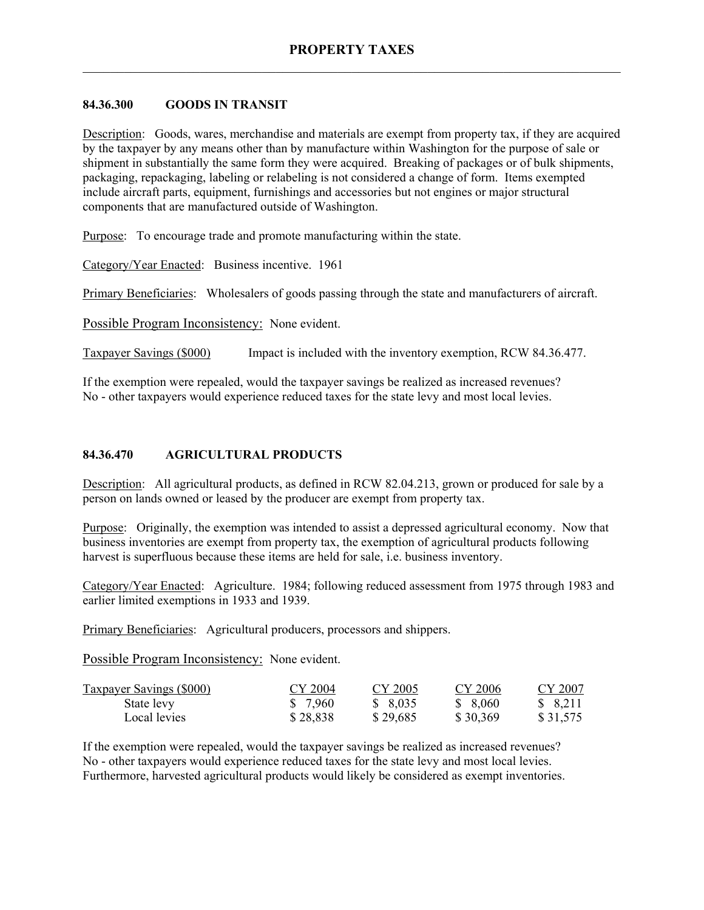# PROPERTY TAXES

## 84.36.300 GOODS IN TRANSIT

Description: Goods, wares, merchandise and materials are exempt from property tax, if they are acquired by the taxpayer by any means other than by manufacture within Washington for the purpose of sale or shipment in substantially the same form they were acquired. Breaking of packages or of bulk shipments, packaging, repackaging, labeling or relabeling is not considered a change of form. Items exempted include aircraft parts, equipment, furnishings and accessories but not engines or major structural components that are manufactured outside of Washington.

Purpose: To encourage trade and promote manufacturing within the state.

Category/Year Enacted: Business incentive. 1961

Primary Beneficiaries: Wholesalers of goods passing through the state and manufacturers of aircraft.

Possible Program Inconsistency: None evident.

Taxpayer Savings ($000) Impact is included with the inventory exemption, RCW 84.36.477.

If the exemption were repealed, would the taxpayer savings be realized as increased revenues?
No - other taxpayers would experience reduced taxes for the state levy and most local levies.

## 84.36.470 AGRICULTURAL PRODUCTS

Description: All agricultural products, as defined in RCW 82.04.213, grown or produced for sale by a person on lands owned or leased by the producer are exempt from property tax.

Purpose: Originally, the exemption was intended to assist a depressed agricultural economy. Now that business inventories are exempt from property tax, the exemption of agricultural products following harvest is superfluous because these items are held for sale, i.e. business inventory.

Category/Year Enacted: Agriculture. 1984; following reduced assessment from 1975 through 1983 and earlier limited exemptions in 1933 and 1939.

Primary Beneficiaries: Agricultural producers, processors and shippers.

Possible Program Inconsistency: None evident.

| Taxpayer Savings ($000) | CY 2004 | CY 2005 | CY 2006 | CY 2007 |
|---|---|---|---|---|
| State levy | $ 7,960 | $ 8,035 | $ 8,060 | $ 8,211 |
| Local levies | $ 28,838 | $ 29,685 | $ 30,369 | $ 31,575 |

If the exemption were repealed, would the taxpayer savings be realized as increased revenues?
No - other taxpayers would experience reduced taxes for the state levy and most local levies.
Furthermore, harvested agricultural products would likely be considered as exempt inventories.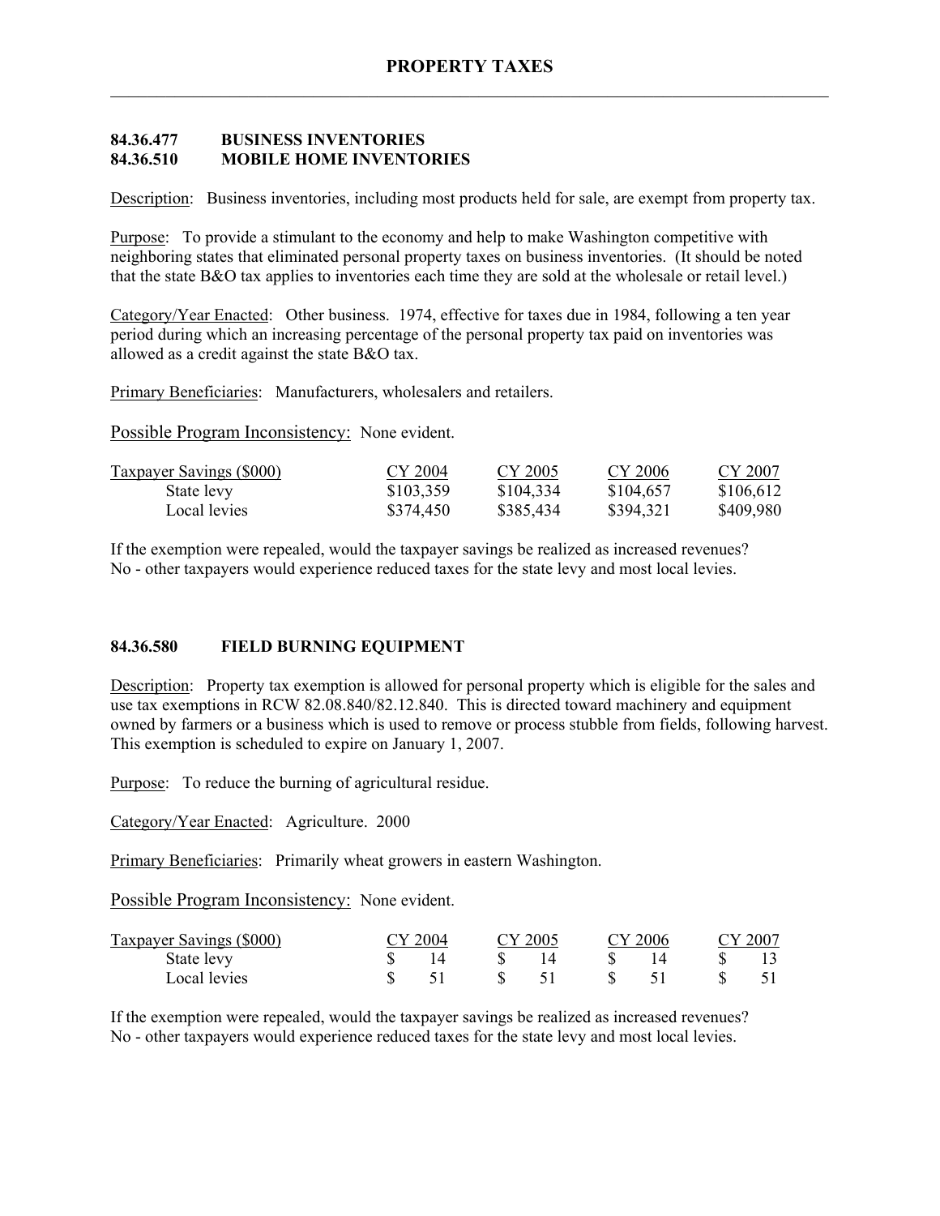## 84.36.477 BUSINESS INVENTORIES
## 84.36.510 MOBILE HOME INVENTORIES

Description: Business inventories, including most products held for sale, are exempt from property tax.

Purpose: To provide a stimulant to the economy and help to make Washington competitive with neighboring states that eliminated personal property taxes on business inventories. (It should be noted that the state B&O tax applies to inventories each time they are sold at the wholesale or retail level.)

Category/Year Enacted: Other business. 1974, effective for taxes due in 1984, following a ten year period during which an increasing percentage of the personal property tax paid on inventories was allowed as a credit against the state B&O tax.

Primary Beneficiaries: Manufacturers, wholesalers and retailers.

Possible Program Inconsistency: None evident.

| Taxpayer Savings ($000) | CY 2004 | CY 2005 | CY 2006 | CY 2007 |
|---|---|---|---|---|
| State levy | $103,359 | $104,334 | $104,657 | $106,612 |
| Local levies | $374,450 | $385,434 | $394,321 | $409,980 |

If the exemption were repealed, would the taxpayer savings be realized as increased revenues? No - other taxpayers would experience reduced taxes for the state levy and most local levies.

## 84.36.580 FIELD BURNING EQUIPMENT

Description: Property tax exemption is allowed for personal property which is eligible for the sales and use tax exemptions in RCW 82.08.840/82.12.840. This is directed toward machinery and equipment owned by farmers or a business which is used to remove or process stubble from fields, following harvest. This exemption is scheduled to expire on January 1, 2007.

Purpose: To reduce the burning of agricultural residue.

Category/Year Enacted: Agriculture. 2000

Primary Beneficiaries: Primarily wheat growers in eastern Washington.

Possible Program Inconsistency: None evident.

| Taxpayer Savings ($000) | CY 2004 | CY 2005 | CY 2006 | CY 2007 |
|---|---|---|---|---|
| State levy | $ 14 | $ 14 | $ 14 | $ 13 |
| Local levies | $ 51 | $ 51 | $ 51 | $ 51 |

If the exemption were repealed, would the taxpayer savings be realized as increased revenues? No - other taxpayers would experience reduced taxes for the state levy and most local levies.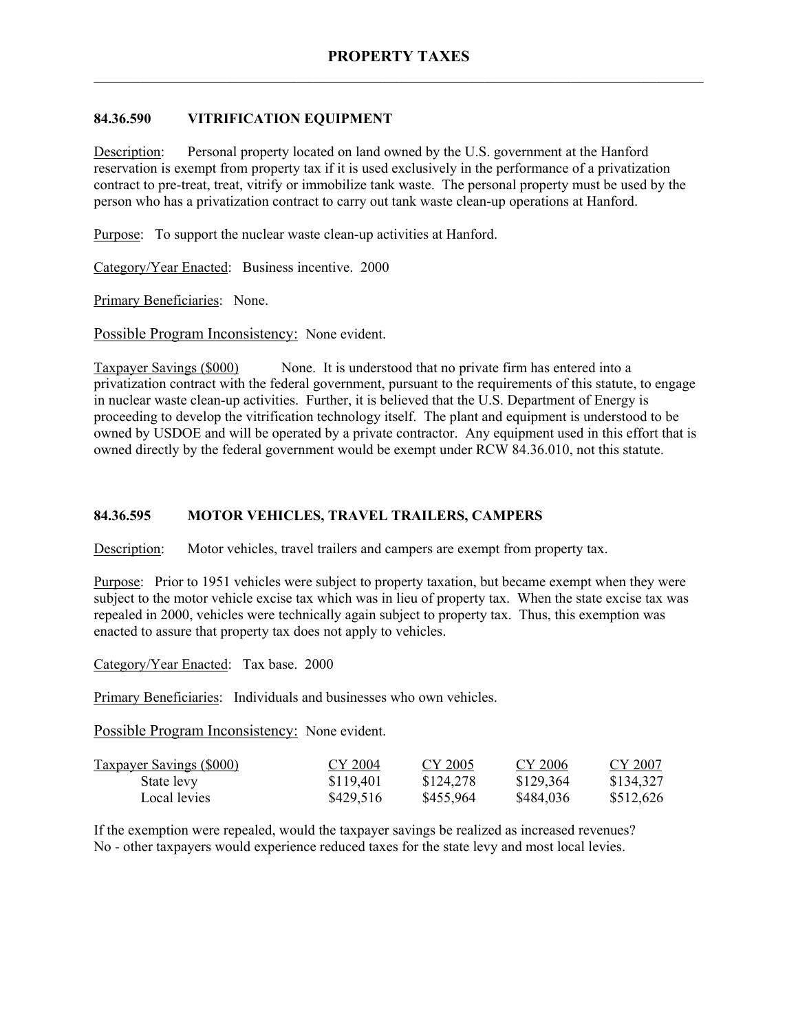# PROPERTY TAXES

## 84.36.590 VITRIFICATION EQUIPMENT

Description: Personal property located on land owned by the U.S. government at the Hanford reservation is exempt from property tax if it is used exclusively in the performance of a privatization contract to pre-treat, treat, vitrify or immobilize tank waste. The personal property must be used by the person who has a privatization contract to carry out tank waste clean-up operations at Hanford.

Purpose: To support the nuclear waste clean-up activities at Hanford.

Category/Year Enacted: Business incentive. 2000

Primary Beneficiaries: None.

Possible Program Inconsistency: None evident.

Taxpayer Savings ($000) None. It is understood that no private firm has entered into a privatization contract with the federal government, pursuant to the requirements of this statute, to engage in nuclear waste clean-up activities. Further, it is believed that the U.S. Department of Energy is proceeding to develop the vitrification technology itself. The plant and equipment is understood to be owned by USDOE and will be operated by a private contractor. Any equipment used in this effort that is owned directly by the federal government would be exempt under RCW 84.36.010, not this statute.

## 84.36.595 MOTOR VEHICLES, TRAVEL TRAILERS, CAMPERS

Description: Motor vehicles, travel trailers and campers are exempt from property tax.

Purpose: Prior to 1951 vehicles were subject to property taxation, but became exempt when they were subject to the motor vehicle excise tax which was in lieu of property tax. When the state excise tax was repealed in 2000, vehicles were technically again subject to property tax. Thus, this exemption was enacted to assure that property tax does not apply to vehicles.

Category/Year Enacted: Tax base. 2000

Primary Beneficiaries: Individuals and businesses who own vehicles.

Possible Program Inconsistency: None evident.

| Taxpayer Savings ($000) | CY 2004 | CY 2005 | CY 2006 | CY 2007 |
|---|---|---|---|---|
| State levy | $119,401 | $124,278 | $129,364 | $134,327 |
| Local levies | $429,516 | $455,964 | $484,036 | $512,626 |

If the exemption were repealed, would the taxpayer savings be realized as increased revenues? No - other taxpayers would experience reduced taxes for the state levy and most local levies.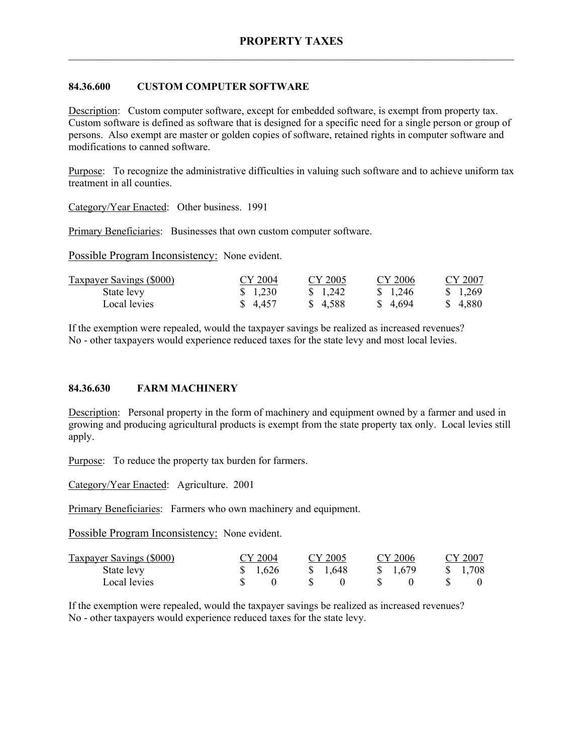# PROPERTY TAXES

## 84.36.600 CUSTOM COMPUTER SOFTWARE

Description: Custom computer software, except for embedded software, is exempt from property tax. Custom software is defined as software that is designed for a specific need for a single person or group of persons. Also exempt are master or golden copies of software, retained rights in computer software and modifications to canned software.

Purpose: To recognize the administrative difficulties in valuing such software and to achieve uniform tax treatment in all counties.

Category/Year Enacted: Other business. 1991

Primary Beneficiaries: Businesses that own custom computer software.

Possible Program Inconsistency: None evident.

| Taxpayer Savings ($000) | CY 2004 | CY 2005 | CY 2006 | CY 2007 |
|---|---|---|---|---|
| State levy | $ 1,230 | $ 1,242 | $ 1,246 | $ 1,269 |
| Local levies | $ 4,457 | $ 4,588 | $ 4,694 | $ 4,880 |

If the exemption were repealed, would the taxpayer savings be realized as increased revenues? No - other taxpayers would experience reduced taxes for the state levy and most local levies.

## 84.36.630 FARM MACHINERY

Description: Personal property in the form of machinery and equipment owned by a farmer and used in growing and producing agricultural products is exempt from the state property tax only. Local levies still apply.

Purpose: To reduce the property tax burden for farmers.

Category/Year Enacted: Agriculture. 2001

Primary Beneficiaries: Farmers who own machinery and equipment.

Possible Program Inconsistency: None evident.

| Taxpayer Savings ($000) | CY 2004 | CY 2005 | CY 2006 | CY 2007 |
|---|---|---|---|---|
| State levy | $ 1,626 | $ 1,648 | $ 1,679 | $ 1,708 |
| Local levies | $ 0 | $ 0 | $ 0 | $ 0 |

If the exemption were repealed, would the taxpayer savings be realized as increased revenues? No - other taxpayers would experience reduced taxes for the state levy.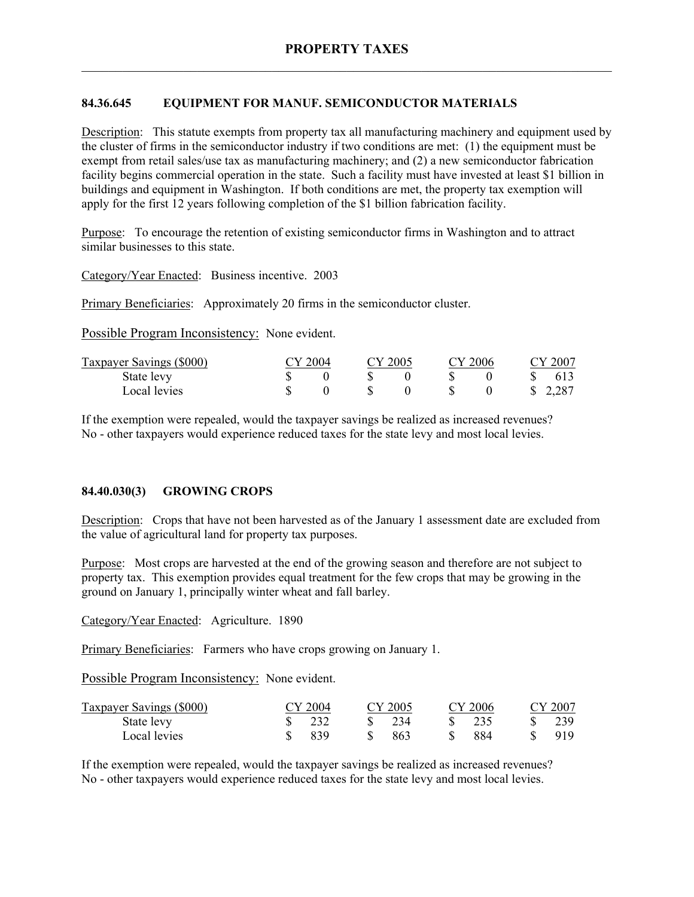## 84.36.645 EQUIPMENT FOR MANUF. SEMICONDUCTOR MATERIALS

Description: This statute exempts from property tax all manufacturing machinery and equipment used by the cluster of firms in the semiconductor industry if two conditions are met: (1) the equipment must be exempt from retail sales/use tax as manufacturing machinery; and (2) a new semiconductor fabrication facility begins commercial operation in the state. Such a facility must have invested at least $1 billion in buildings and equipment in Washington. If both conditions are met, the property tax exemption will apply for the first 12 years following completion of the $1 billion fabrication facility.

Purpose: To encourage the retention of existing semiconductor firms in Washington and to attract similar businesses to this state.

Category/Year Enacted: Business incentive. 2003

Primary Beneficiaries: Approximately 20 firms in the semiconductor cluster.

Possible Program Inconsistency: None evident.

| Taxpayer Savings ($000) | CY 2004 | CY 2005 | CY 2006 | CY 2007 |
|---|---|---|---|---|
| State levy | $ 0 | $ 0 | $ 0 | $ 613 |
| Local levies | $ 0 | $ 0 | $ 0 | $ 2,287 |

If the exemption were repealed, would the taxpayer savings be realized as increased revenues? No - other taxpayers would experience reduced taxes for the state levy and most local levies.

## 84.40.030(3) GROWING CROPS

Description: Crops that have not been harvested as of the January 1 assessment date are excluded from the value of agricultural land for property tax purposes.

Purpose: Most crops are harvested at the end of the growing season and therefore are not subject to property tax. This exemption provides equal treatment for the few crops that may be growing in the ground on January 1, principally winter wheat and fall barley.

Category/Year Enacted: Agriculture. 1890

Primary Beneficiaries: Farmers who have crops growing on January 1.

Possible Program Inconsistency: None evident.

| Taxpayer Savings ($000) | CY 2004 | CY 2005 | CY 2006 | CY 2007 |
|---|---|---|---|---|
| State levy | $ 232 | $ 234 | $ 235 | $ 239 |
| Local levies | $ 839 | $ 863 | $ 884 | $ 919 |

If the exemption were repealed, would the taxpayer savings be realized as increased revenues? No - other taxpayers would experience reduced taxes for the state levy and most local levies.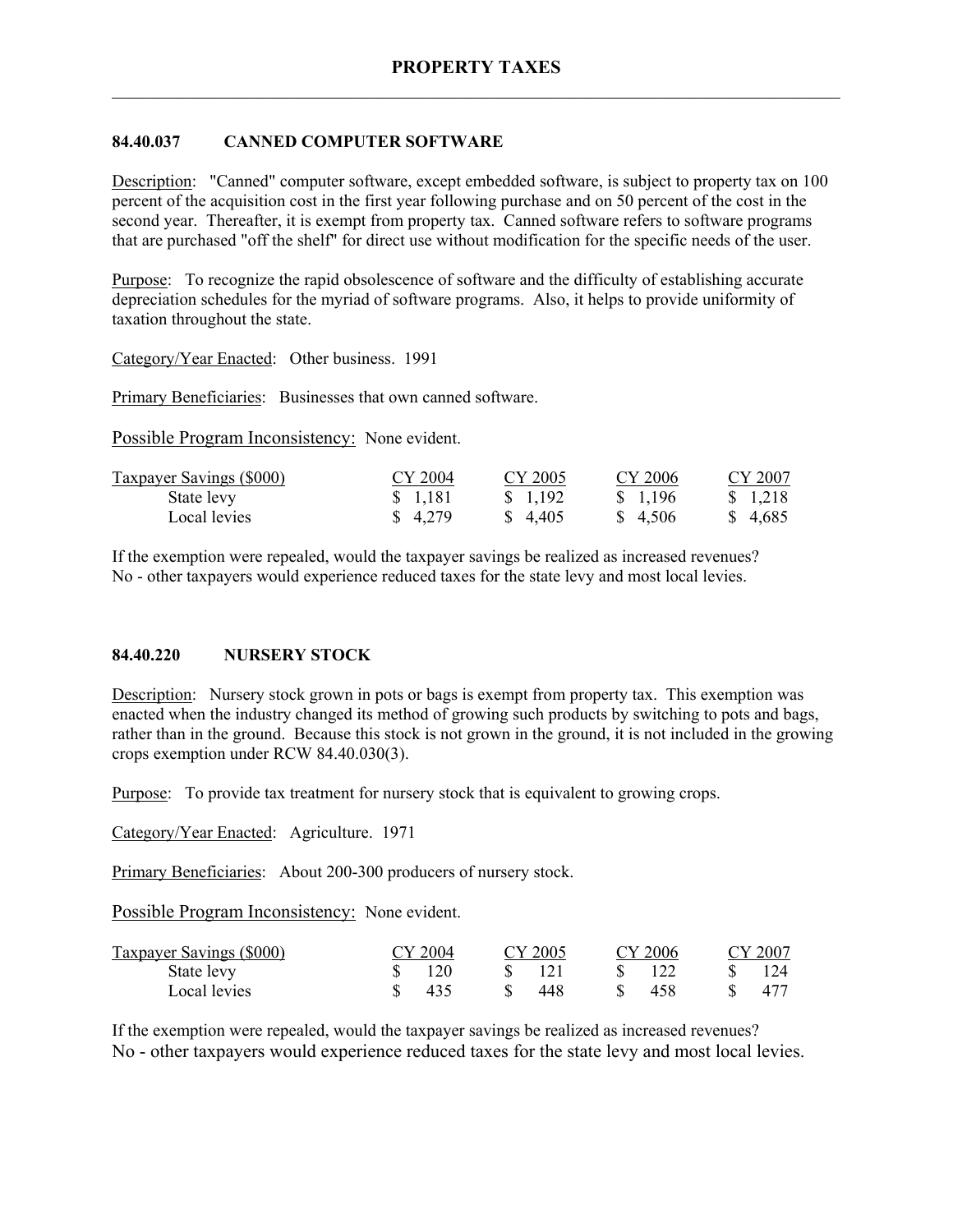## PROPERTY TAXES

### 84.40.037 CANNED COMPUTER SOFTWARE

Description: "Canned" computer software, except embedded software, is subject to property tax on 100 percent of the acquisition cost in the first year following purchase and on 50 percent of the cost in the second year. Thereafter, it is exempt from property tax. Canned software refers to software programs that are purchased "off the shelf" for direct use without modification for the specific needs of the user.

Purpose: To recognize the rapid obsolescence of software and the difficulty of establishing accurate depreciation schedules for the myriad of software programs. Also, it helps to provide uniformity of taxation throughout the state.

Category/Year Enacted: Other business. 1991

Primary Beneficiaries: Businesses that own canned software.

Possible Program Inconsistency: None evident.

| Taxpayer Savings ($000) | CY 2004 | CY 2005 | CY 2006 | CY 2007 |
|---|---|---|---|---|
| State levy | $ 1,181 | $ 1,192 | $ 1,196 | $ 1,218 |
| Local levies | $ 4,279 | $ 4,405 | $ 4,506 | $ 4,685 |

If the exemption were repealed, would the taxpayer savings be realized as increased revenues?
No - other taxpayers would experience reduced taxes for the state levy and most local levies.

### 84.40.220 NURSERY STOCK

Description: Nursery stock grown in pots or bags is exempt from property tax. This exemption was enacted when the industry changed its method of growing such products by switching to pots and bags, rather than in the ground. Because this stock is not grown in the ground, it is not included in the growing crops exemption under RCW 84.40.030(3).

Purpose: To provide tax treatment for nursery stock that is equivalent to growing crops.

Category/Year Enacted: Agriculture. 1971

Primary Beneficiaries: About 200-300 producers of nursery stock.

Possible Program Inconsistency: None evident.

| Taxpayer Savings ($000) | CY 2004 | CY 2005 | CY 2006 | CY 2007 |
|---|---|---|---|---|
| State levy | $ 120 | $ 121 | $ 122 | $ 124 |
| Local levies | $ 435 | $ 448 | $ 458 | $ 477 |

If the exemption were repealed, would the taxpayer savings be realized as increased revenues?
No - other taxpayers would experience reduced taxes for the state levy and most local levies.